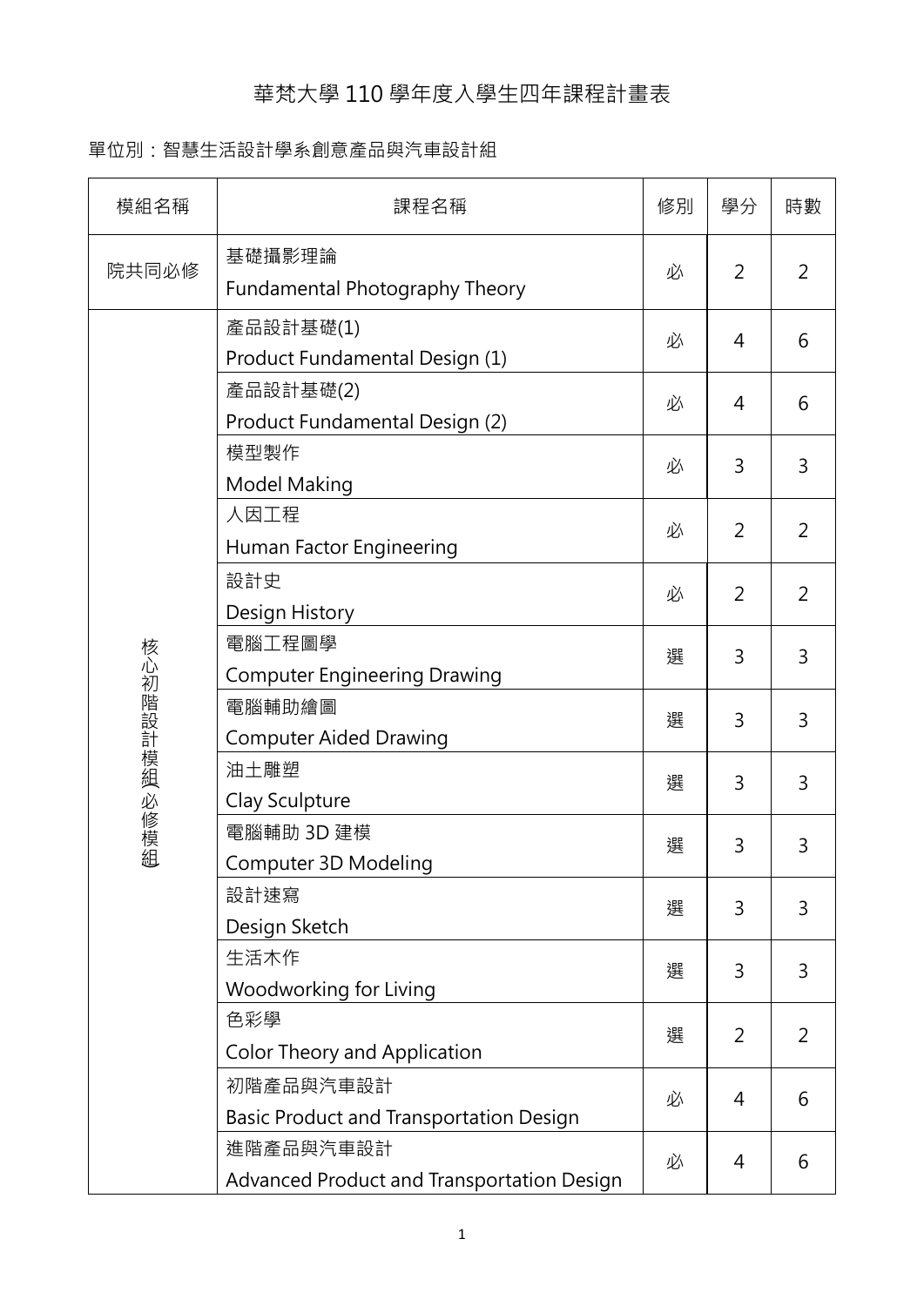# 華梵大學 110 學年度入學生四年課程計畫表

單位別：智慧生活設計學系創意產品與汽車設計組

| 模組名稱 | 課程名稱 | 修別 | 學分 | 時數 |
|---|---|---|---|---|
| 院共同必修 | 基礎攝影理論<br>Fundamental Photography Theory | 必 | 2 | 2 |
| 核心初階設計模組(必修模組) | 產品設計基礎(1)<br>Product Fundamental Design (1) | 必 | 4 | 6 |
| | 產品設計基礎(2)<br>Product Fundamental Design (2) | 必 | 4 | 6 |
| | 模型製作<br>Model Making | 必 | 3 | 3 |
| | 人因工程<br>Human Factor Engineering | 必 | 2 | 2 |
| | 設計史<br>Design History | 必 | 2 | 2 |
| | 電腦工程圖學<br>Computer Engineering Drawing | 選 | 3 | 3 |
| | 電腦輔助繪圖<br>Computer Aided Drawing | 選 | 3 | 3 |
| | 油土雕塑<br>Clay Sculpture | 選 | 3 | 3 |
| | 電腦輔助 3D 建模<br>Computer 3D Modeling | 選 | 3 | 3 |
| | 設計速寫<br>Design Sketch | 選 | 3 | 3 |
| | 生活木作<br>Woodworking for Living | 選 | 3 | 3 |
| | 色彩學<br>Color Theory and Application | 選 | 2 | 2 |
| | 初階產品與汽車設計<br>Basic Product and Transportation Design | 必 | 4 | 6 |
| | 進階產品與汽車設計<br>Advanced Product and Transportation Design | 必 | 4 | 6 |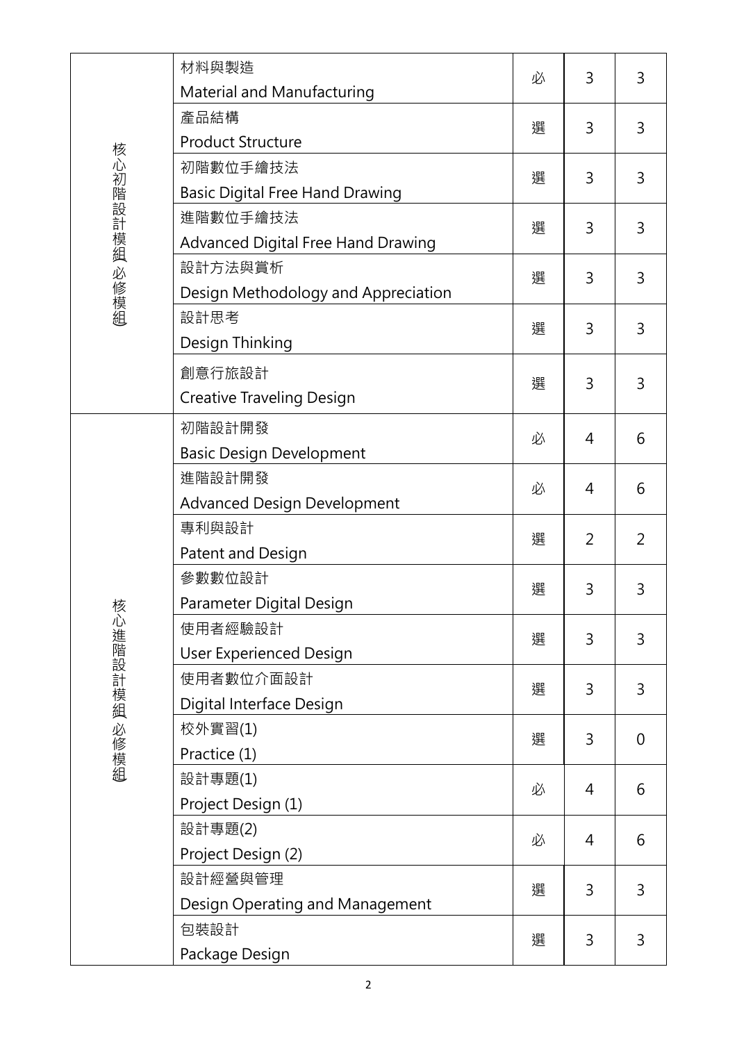| | | | | |
|---|---|---|---|---|
| 核心初階設計模組(必修模組) | 材料與製造<br>Material and Manufacturing | 必 | 3 | 3 |
| | 產品結構<br>Product Structure | 選 | 3 | 3 |
| | 初階數位手繪技法<br>Basic Digital Free Hand Drawing | 選 | 3 | 3 |
| | 進階數位手繪技法<br>Advanced Digital Free Hand Drawing | 選 | 3 | 3 |
| | 設計方法與賞析<br>Design Methodology and Appreciation | 選 | 3 | 3 |
| | 設計思考<br>Design Thinking | 選 | 3 | 3 |
| | 創意行旅設計<br>Creative Traveling Design | 選 | 3 | 3 |
| 核心進階設計模組(必修模組) | 初階設計開發<br>Basic Design Development | 必 | 4 | 6 |
| | 進階設計開發<br>Advanced Design Development | 必 | 4 | 6 |
| | 專利與設計<br>Patent and Design | 選 | 2 | 2 |
| | 參數數位設計<br>Parameter Digital Design | 選 | 3 | 3 |
| | 使用者經驗設計<br>User Experienced Design | 選 | 3 | 3 |
| | 使用者數位介面設計<br>Digital Interface Design | 選 | 3 | 3 |
| | 校外實習(1)<br>Practice (1) | 選 | 3 | 0 |
| | 設計專題(1)<br>Project Design (1) | 必 | 4 | 6 |
| | 設計專題(2)<br>Project Design (2) | 必 | 4 | 6 |
| | 設計經營與管理<br>Design Operating and Management | 選 | 3 | 3 |
| | 包裝設計<br>Package Design | 選 | 3 | 3 |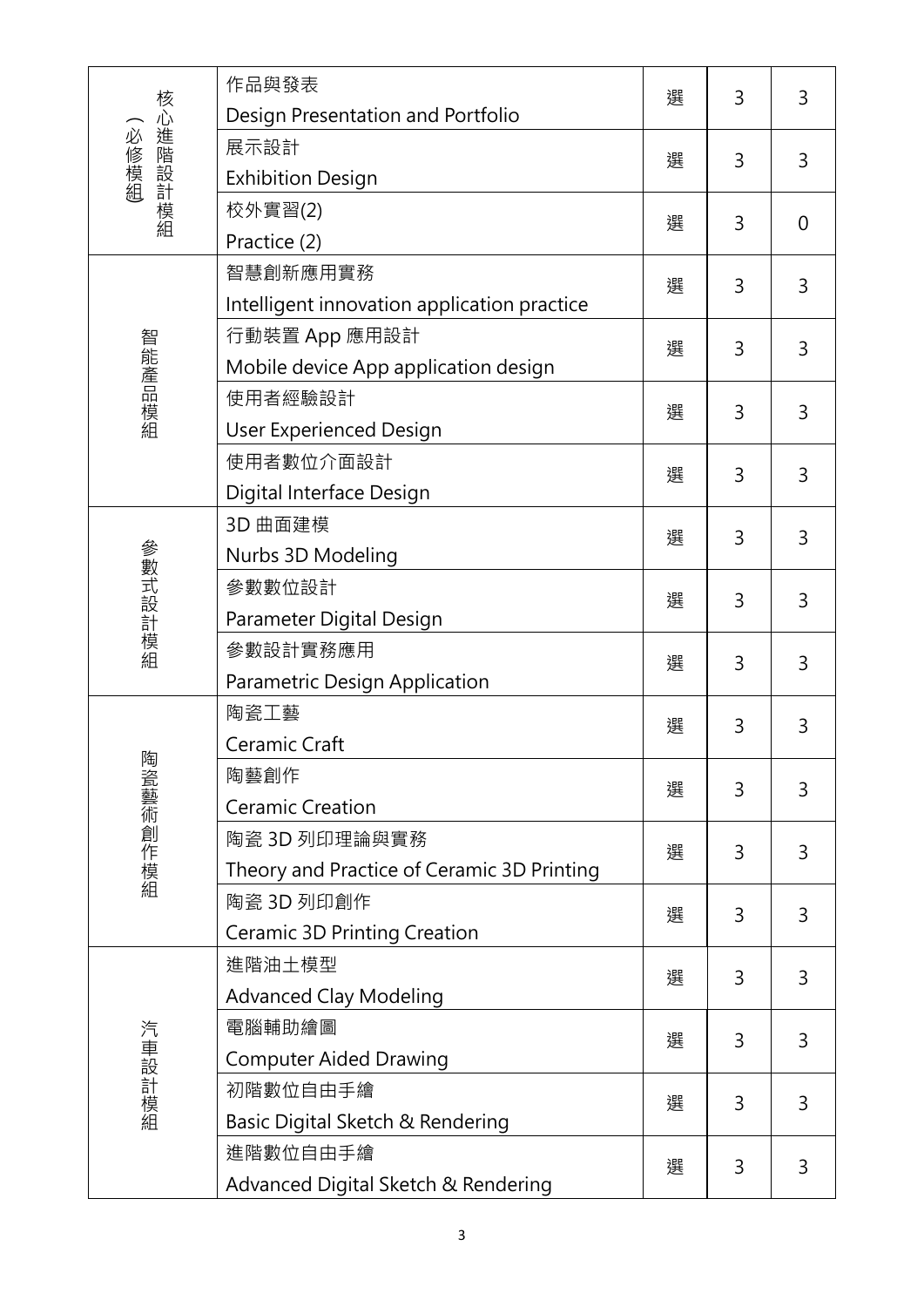| 核心進階設計模組（必修模組） | 作品與發表<br>Design Presentation and Portfolio | 選 | 3 | 3 |
|---|---|---|---|---|
| | 展示設計<br>Exhibition Design | 選 | 3 | 3 |
| | 校外實習(2)<br>Practice (2) | 選 | 3 | 0 |
| 智能產品模組 | 智慧創新應用實務<br>Intelligent innovation application practice | 選 | 3 | 3 |
| | 行動裝置 App 應用設計<br>Mobile device App application design | 選 | 3 | 3 |
| | 使用者經驗設計<br>User Experienced Design | 選 | 3 | 3 |
| | 使用者數位介面設計<br>Digital Interface Design | 選 | 3 | 3 |
| 參數式設計模組 | 3D 曲面建模<br>Nurbs 3D Modeling | 選 | 3 | 3 |
| | 參數數位設計<br>Parameter Digital Design | 選 | 3 | 3 |
| | 參數設計實務應用<br>Parametric Design Application | 選 | 3 | 3 |
| 陶瓷藝術創作模組 | 陶瓷工藝<br>Ceramic Craft | 選 | 3 | 3 |
| | 陶藝創作<br>Ceramic Creation | 選 | 3 | 3 |
| | 陶瓷 3D 列印理論與實務<br>Theory and Practice of Ceramic 3D Printing | 選 | 3 | 3 |
| | 陶瓷 3D 列印創作<br>Ceramic 3D Printing Creation | 選 | 3 | 3 |
| 汽車設計模組 | 進階油土模型<br>Advanced Clay Modeling | 選 | 3 | 3 |
| | 電腦輔助繪圖<br>Computer Aided Drawing | 選 | 3 | 3 |
| | 初階數位自由手繪<br>Basic Digital Sketch & Rendering | 選 | 3 | 3 |
| | 進階數位自由手繪<br>Advanced Digital Sketch & Rendering | 選 | 3 | 3 |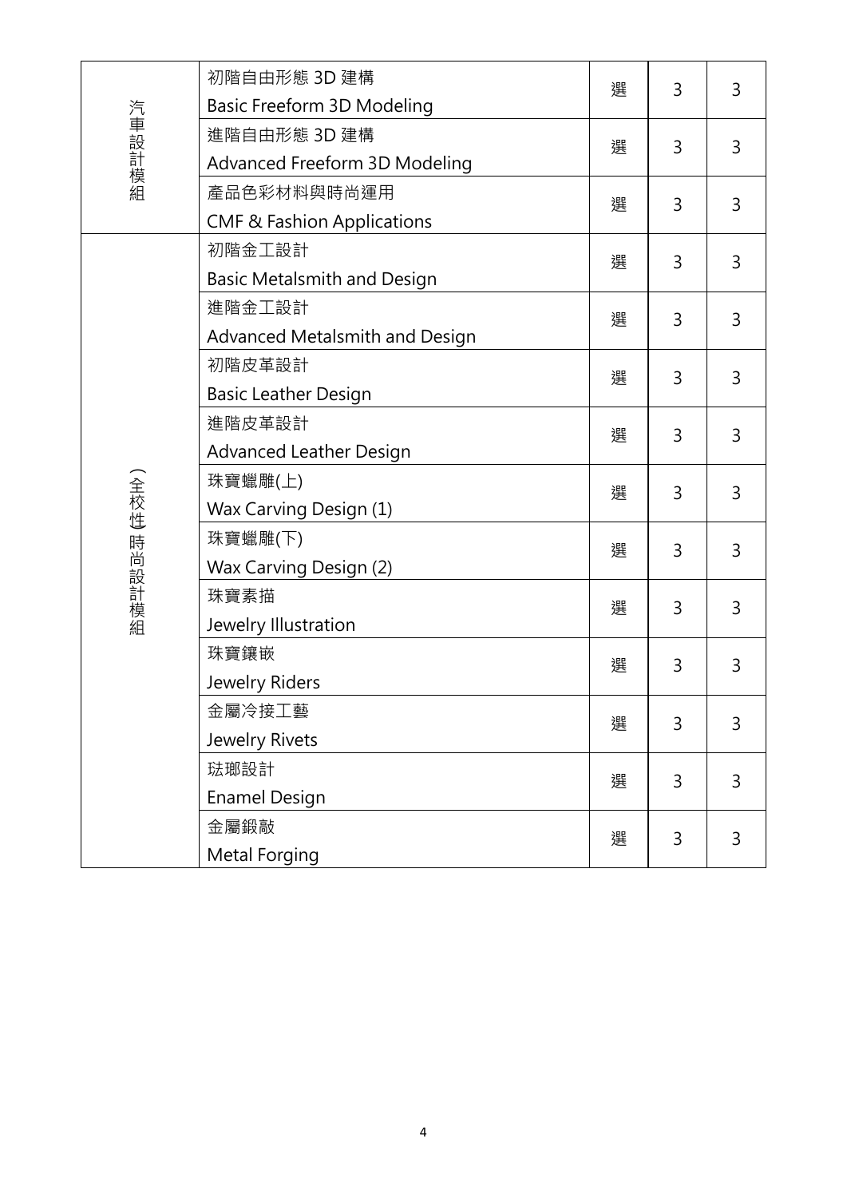| | | | | |
|---|---|---|---|---|
| 汽車設計模組 | 初階自由形態 3D 建構<br>Basic Freeform 3D Modeling | 選 | 3 | 3 |
| | 進階自由形態 3D 建構<br>Advanced Freeform 3D Modeling | 選 | 3 | 3 |
| | 產品色彩材料與時尚運用<br>CMF & Fashion Applications | 選 | 3 | 3 |
| (全校性)時尚設計模組 | 初階金工設計<br>Basic Metalsmith and Design | 選 | 3 | 3 |
| | 進階金工設計<br>Advanced Metalsmith and Design | 選 | 3 | 3 |
| | 初階皮革設計<br>Basic Leather Design | 選 | 3 | 3 |
| | 進階皮革設計<br>Advanced Leather Design | 選 | 3 | 3 |
| | 珠寶蠟雕(上)<br>Wax Carving Design (1) | 選 | 3 | 3 |
| | 珠寶蠟雕(下)<br>Wax Carving Design (2) | 選 | 3 | 3 |
| | 珠寶素描<br>Jewelry Illustration | 選 | 3 | 3 |
| | 珠寶鑲嵌<br>Jewelry Riders | 選 | 3 | 3 |
| | 金屬冷接工藝<br>Jewelry Rivets | 選 | 3 | 3 |
| | 琺瑯設計<br>Enamel Design | 選 | 3 | 3 |
| | 金屬鍛敲<br>Metal Forging | 選 | 3 | 3 |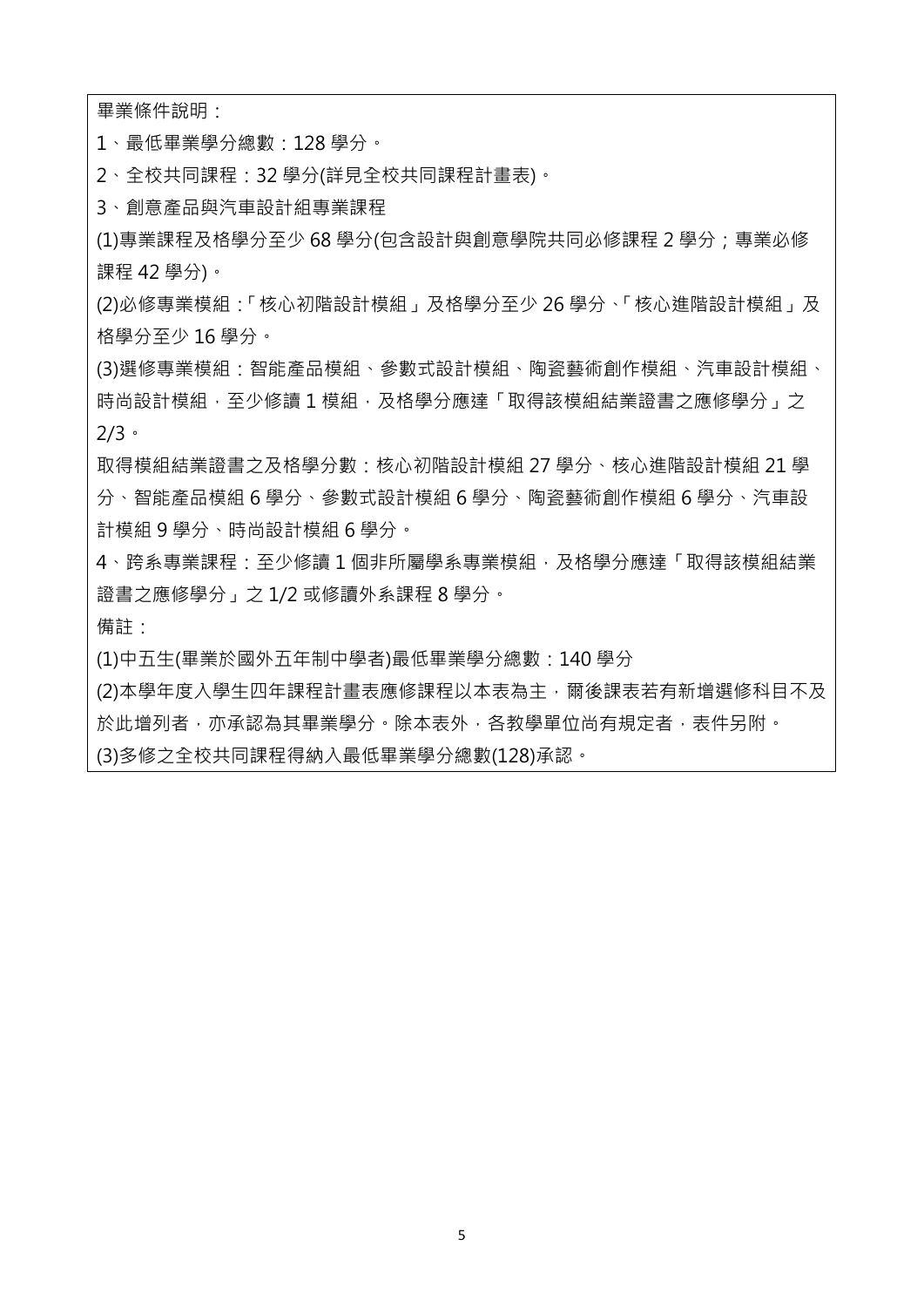畢業條件說明：

1、最低畢業學分總數：128 學分。

2、全校共同課程：32 學分(詳見全校共同課程計畫表)。

3、創意產品與汽車設計組專業課程

(1)專業課程及格學分至少 68 學分(包含設計與創意學院共同必修課程 2 學分；專業必修課程 42 學分)。

(2)必修專業模組：「核心初階設計模組」及格學分至少 26 學分、「核心進階設計模組」及格學分至少 16 學分。

(3)選修專業模組：智能產品模組、參數式設計模組、陶瓷藝術創作模組、汽車設計模組、時尚設計模組，至少修讀 1 模組，及格學分應達「取得該模組結業證書之應修學分」之 2/3。

取得模組結業證書之及格學分數：核心初階設計模組 27 學分、核心進階設計模組 21 學分、智能產品模組 6 學分、參數式設計模組 6 學分、陶瓷藝術創作模組 6 學分、汽車設計模組 9 學分、時尚設計模組 6 學分。

4、跨系專業課程：至少修讀 1 個非所屬學系專業模組，及格學分應達「取得該模組結業證書之應修學分」之 1/2 或修讀外系課程 8 學分。

備註：

(1)中五生(畢業於國外五年制中學者)最低畢業學分總數：140 學分

(2)本學年度入學生四年課程計畫表應修課程以本表為主，爾後課表若有新增選修科目不及於此增列者，亦承認為其畢業學分。除本表外，各教學單位尚有規定者，表件另附。

(3)多修之全校共同課程得納入最低畢業學分總數(128)承認。